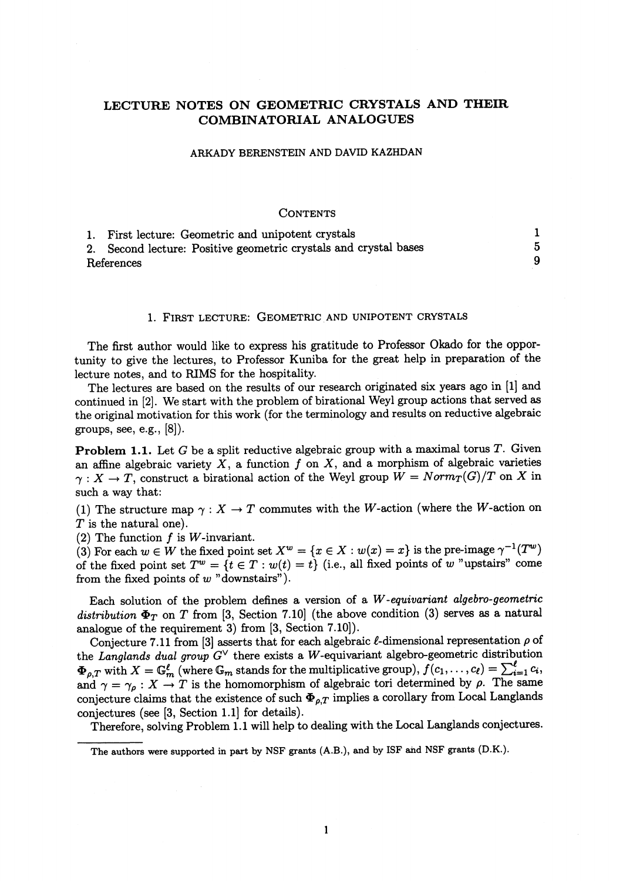# LECTURE NOTES ON GEOMETRIC CRYSTALS AND THEIR COMBINATORIAL ANALOGUES

ARKADY BERENSTEIN AND DAVID KAZHDAN

## CONTENTS

1. First lecture: Geometric and unipotent crystals — 1
2. Second lecture: Positive geometric crystals and crystal bases — 5

References — 9

## 1. FIRST LECTURE: GEOMETRIC AND UNIPOTENT CRYSTALS

The first author would like to express his gratitude to Professor Okado for the opportunity to give the lectures, to Professor Kuniba for the great help in preparation of the lecture notes, and to RIMS for the hospitality.

The lectures are based on the results of our research originated six years ago in [1] and continued in [2]. We start with the problem of birational Weyl group actions that served as the original motivation for this work (for the terminology and results on reductive algebraic groups, see, e.g., [8]).

**Problem 1.1.** Let $G$ be a split reductive algebraic group with a maximal torus $T$. Given an affine algebraic variety $X$, a function $f$ on $X$, and a morphism of algebraic varieties $\gamma : X \to T$, construct a birational action of the Weyl group $W = Norm_T(G)/T$ on $X$ in such a way that:

(1) The structure map $\gamma : X \to T$ commutes with the $W$-action (where the $W$-action on $T$ is the natural one).

(2) The function $f$ is $W$-invariant.

(3) For each $w \in W$ the fixed point set $X^w = \{x \in X : w(x) = x\}$ is the pre-image $\gamma^{-1}(T^w)$ of the fixed point set $T^w = \{t \in T : w(t) = t\}$ (i.e., all fixed points of $w$ "upstairs" come from the fixed points of $w$ "downstairs").

Each solution of the problem defines a version of a *W-equivariant algebro-geometric distribution* $\mathbf{\Phi}_T$ on $T$ from [3, Section 7.10] (the above condition (3) serves as a natural analogue of the requirement 3) from [3, Section 7.10]).

Conjecture 7.11 from [3] asserts that for each algebraic $\ell$-dimensional representation $\rho$ of the *Langlands dual group* $G^\vee$ there exists a $W$-equivariant algebro-geometric distribution $\mathbf{\Phi}_{\rho,T}$ with $X = \mathbb{G}_m^\ell$ (where $\mathbb{G}_m$ stands for the multiplicative group), $f(c_1, \ldots, c_\ell) = \sum_{i=1}^\ell c_i$, and $\gamma = \gamma_\rho : X \to T$ is the homomorphism of algebraic tori determined by $\rho$. The same conjecture claims that the existence of such $\mathbf{\Phi}_{\rho,T}$ implies a corollary from Local Langlands conjectures (see [3, Section 1.1] for details).

Therefore, solving Problem 1.1 will help to dealing with the Local Langlands conjectures.

---

The authors were supported in part by NSF grants (A.B.), and by ISF and NSF grants (D.K.).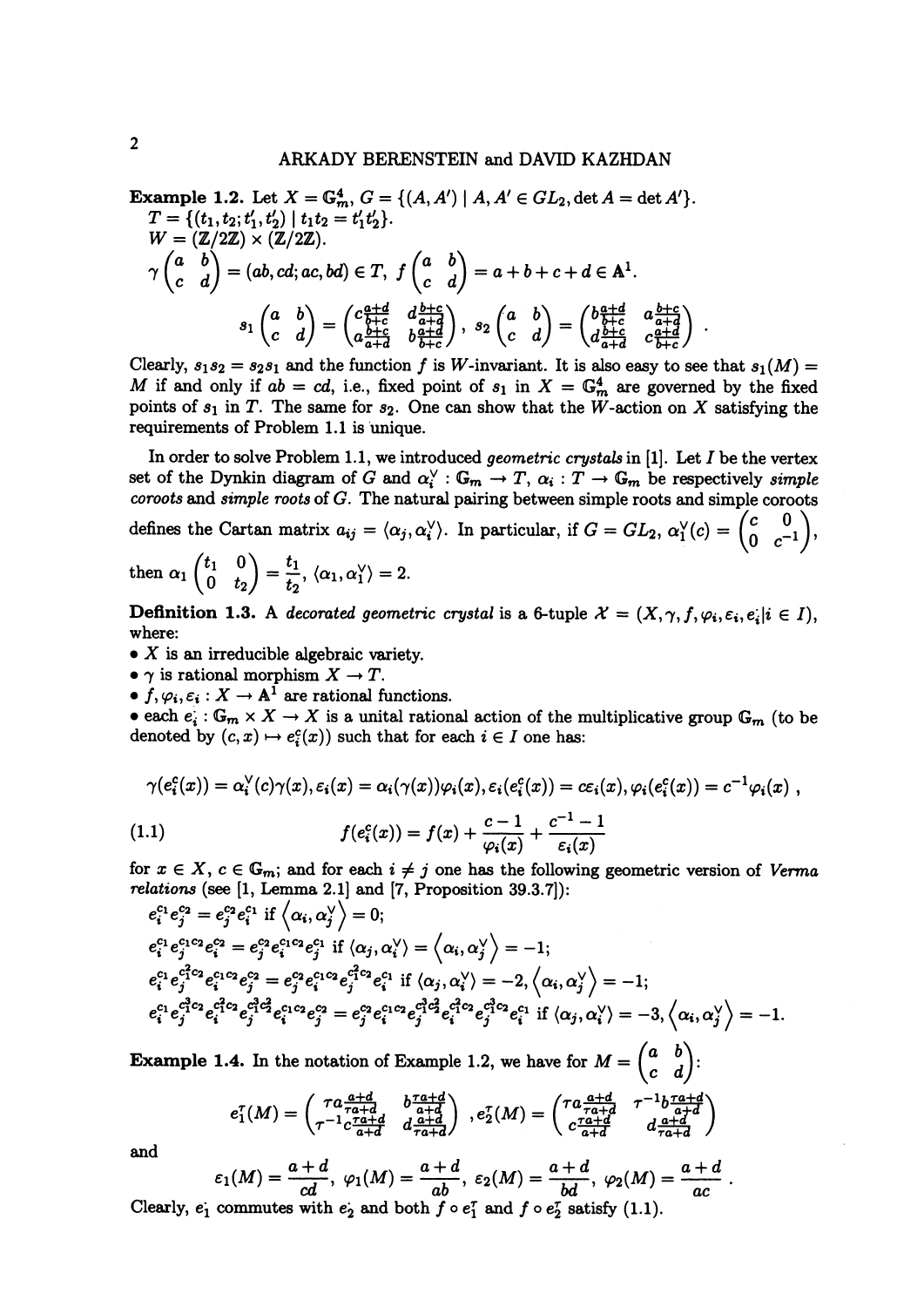**Example 1.2.** Let $X = \mathbb{G}_m^4$, $G = \{(A, A') \mid A, A' \in GL_2, \det A = \det A'\}$.
$T = \{(t_1, t_2; t_1', t_2') \mid t_1 t_2 = t_1' t_2'\}$.
$W = (\mathbb{Z}/2\mathbb{Z}) \times (\mathbb{Z}/2\mathbb{Z})$.
$\gamma\begin{pmatrix} a & b \\ c & d \end{pmatrix} = (ab, cd; ac, bd) \in T$, $f\begin{pmatrix} a & b \\ c & d \end{pmatrix} = a + b + c + d \in \mathbb{A}^1$.

$$s_1\begin{pmatrix} a & b \\ c & d \end{pmatrix} = \begin{pmatrix} c\frac{a+d}{b+c} & d\frac{b+c}{a+d} \\ a\frac{b+c}{a+d} & b\frac{a+d}{b+c} \end{pmatrix},\ s_2\begin{pmatrix} a & b \\ c & d \end{pmatrix} = \begin{pmatrix} b\frac{a+d}{b+c} & a\frac{b+c}{a+d} \\ d\frac{b+c}{a+d} & c\frac{a+d}{b+c} \end{pmatrix}.$$

Clearly, $s_1 s_2 = s_2 s_1$ and the function $f$ is $W$-invariant. It is also easy to see that $s_1(M) = M$ if and only if $ab = cd$, i.e., fixed point of $s_1$ in $X = \mathbb{G}_m^4$ are governed by the fixed points of $s_1$ in $T$. The same for $s_2$. One can show that the $W$-action on $X$ satisfying the requirements of Problem 1.1 is unique.

In order to solve Problem 1.1, we introduced *geometric crystals* in [1]. Let $I$ be the vertex set of the Dynkin diagram of $G$ and $\alpha_i^\vee : \mathbb{G}_m \to T$, $\alpha_i : T \to \mathbb{G}_m$ be respectively *simple coroots* and *simple roots* of $G$. The natural pairing between simple roots and simple coroots defines the Cartan matrix $a_{ij} = \langle \alpha_j, \alpha_i^\vee \rangle$. In particular, if $G = GL_2$, $\alpha_1^\vee(c) = \begin{pmatrix} c & 0 \\ 0 & c^{-1} \end{pmatrix}$, then $\alpha_1\begin{pmatrix} t_1 & 0 \\ 0 & t_2 \end{pmatrix} = \frac{t_1}{t_2}$, $\langle \alpha_1, \alpha_1^\vee \rangle = 2$.

**Definition 1.3.** A *decorated geometric crystal* is a 6-tuple $\mathcal{X} = (X, \gamma, f, \varphi_i, \varepsilon_i, e_i^\cdot | i \in I)$, where:

- $X$ is an irreducible algebraic variety.
- $\gamma$ is rational morphism $X \to T$.
- $f, \varphi_i, \varepsilon_i : X \to \mathbb{A}^1$ are rational functions.
- each $e_i^\cdot : \mathbb{G}_m \times X \to X$ is a unital rational action of the multiplicative group $\mathbb{G}_m$ (to be denoted by $(c, x) \mapsto e_i^c(x)$) such that for each $i \in I$ one has:

$$\gamma(e_i^c(x)) = \alpha_i^\vee(c)\gamma(x), \varepsilon_i(x) = \alpha_i(\gamma(x))\varphi_i(x), \varepsilon_i(e_i^c(x)) = c\varepsilon_i(x), \varphi_i(e_i^c(x)) = c^{-1}\varphi_i(x),$$

$$f(e_i^c(x)) = f(x) + \frac{c-1}{\varphi_i(x)} + \frac{c^{-1}-1}{\varepsilon_i(x)} \tag{1.1}$$

for $x \in X$, $c \in \mathbb{G}_m$; and for each $i \neq j$ one has the following geometric version of *Verma relations* (see [1, Lemma 2.1] and [7, Proposition 39.3.7]):

$e_i^{c_1} e_j^{c_2} = e_j^{c_2} e_i^{c_1}$ if $\langle \alpha_i, \alpha_j^\vee \rangle = 0$;

$e_i^{c_1} e_j^{c_1 c_2} e_i^{c_2} = e_j^{c_2} e_i^{c_1 c_2} e_j^{c_1}$ if $\langle \alpha_j, \alpha_i^\vee \rangle = \langle \alpha_i, \alpha_j^\vee \rangle = -1$;

$e_i^{c_1} e_j^{c_1^2 c_2} e_i^{c_1 c_2} e_j^{c_2} = e_j^{c_2} e_i^{c_1 c_2} e_j^{c_1^2 c_2} e_i^{c_1}$ if $\langle \alpha_j, \alpha_i^\vee \rangle = -2, \langle \alpha_i, \alpha_j^\vee \rangle = -1$;

$e_i^{c_1} e_j^{c_1^3 c_2} e_i^{c_1^2 c_2} e_j^{c_1^3 c_2^2} e_i^{c_1 c_2} e_j^{c_2} = e_j^{c_2} e_i^{c_1 c_2} e_j^{c_1^3 c_2^2} e_i^{c_1^2 c_2} e_j^{c_1^3 c_2} e_i^{c_1}$ if $\langle \alpha_j, \alpha_i^\vee \rangle = -3, \langle \alpha_i, \alpha_j^\vee \rangle = -1$.

**Example 1.4.** In the notation of Example 1.2, we have for $M = \begin{pmatrix} a & b \\ c & d \end{pmatrix}$:

$$e_1^\tau(M) = \begin{pmatrix} \tau a\frac{a+d}{\tau a+d} & b\frac{\tau a+d}{a+d} \\ \tau^{-1} c\frac{\tau a+d}{a+d} & d\frac{a+d}{\tau a+d} \end{pmatrix}, e_2^\tau(M) = \begin{pmatrix} \tau a\frac{a+d}{\tau a+d} & \tau^{-1} b\frac{\tau a+d}{a+d} \\ c\frac{\tau a+d}{a+d} & d\frac{a+d}{\tau a+d} \end{pmatrix}$$

and

$$\varepsilon_1(M) = \frac{a+d}{cd},\ \varphi_1(M) = \frac{a+d}{ab},\ \varepsilon_2(M) = \frac{a+d}{bd},\ \varphi_2(M) = \frac{a+d}{ac}.$$

Clearly, $e_1^\cdot$ commutes with $e_2^\cdot$ and both $f \circ e_1^\tau$ and $f \circ e_2^\tau$ satisfy (1.1).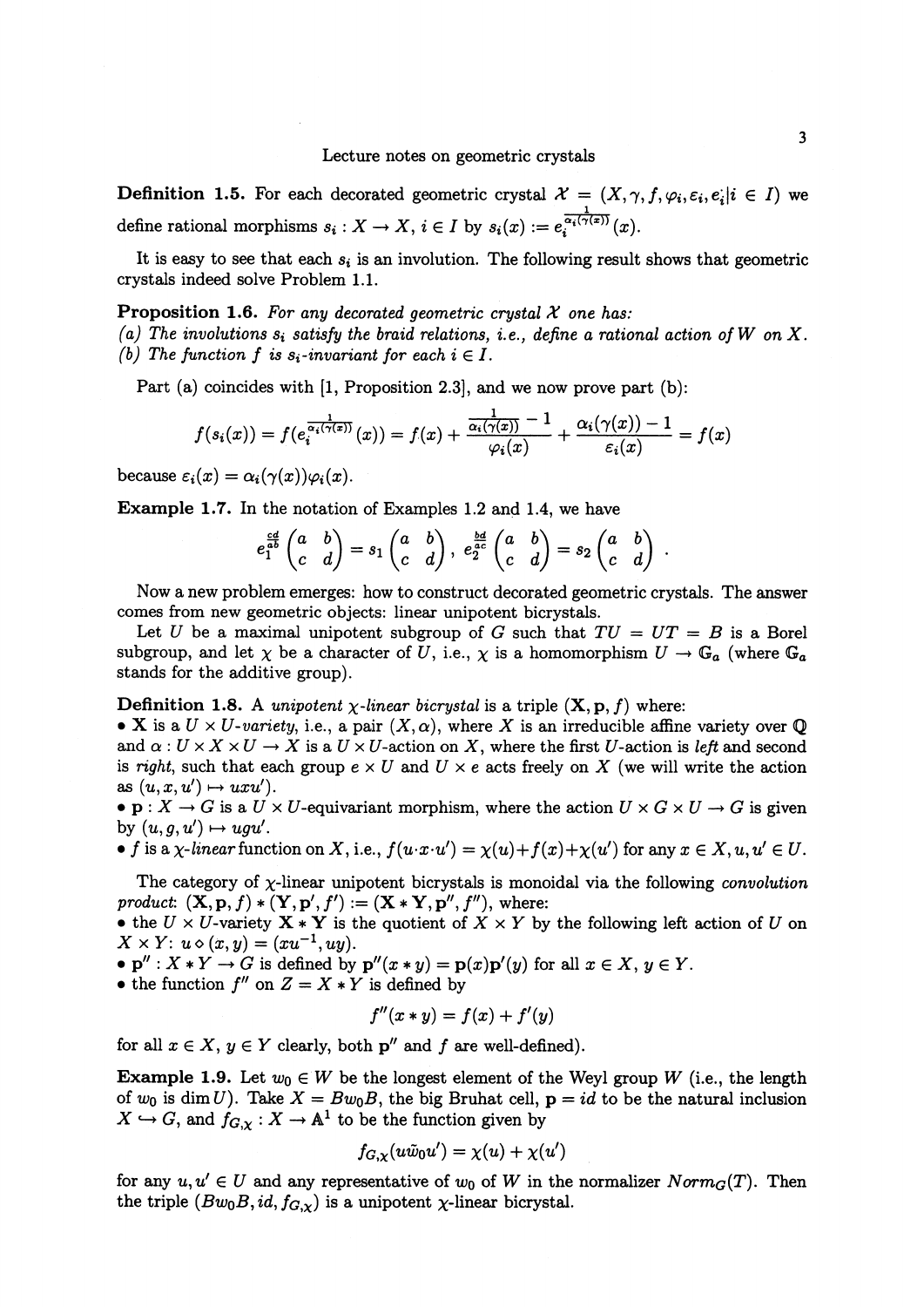**Definition 1.5.** For each decorated geometric crystal $\mathcal{X} = (X, \gamma, f, \varphi_i, \varepsilon_i, e_i^\cdot | i \in I)$ we define rational morphisms $s_i : X \to X$, $i \in I$ by $s_i(x) := e_i^{\frac{1}{\alpha_i(\gamma(x))}}(x)$.

It is easy to see that each $s_i$ is an involution. The following result shows that geometric crystals indeed solve Problem 1.1.

**Proposition 1.6.** *For any decorated geometric crystal $\mathcal{X}$ one has:*
*(a) The involutions $s_i$ satisfy the braid relations, i.e., define a rational action of $W$ on $X$.*
*(b) The function $f$ is $s_i$-invariant for each $i \in I$.*

Part (a) coincides with [1, Proposition 2.3], and we now prove part (b):

$$f(s_i(x)) = f(e_i^{\frac{1}{\alpha_i(\gamma(x))}}(x)) = f(x) + \frac{\frac{1}{\alpha_i(\gamma(x))} - 1}{\varphi_i(x)} + \frac{\alpha_i(\gamma(x)) - 1}{\varepsilon_i(x)} = f(x)$$

because $\varepsilon_i(x) = \alpha_i(\gamma(x))\varphi_i(x)$.

**Example 1.7.** In the notation of Examples 1.2 and 1.4, we have

$$e_1^{\frac{cd}{ab}}\begin{pmatrix} a & b \\ c & d \end{pmatrix} = s_1\begin{pmatrix} a & b \\ c & d \end{pmatrix}, \; e_2^{\frac{bd}{ac}}\begin{pmatrix} a & b \\ c & d \end{pmatrix} = s_2\begin{pmatrix} a & b \\ c & d \end{pmatrix}.$$

Now a new problem emerges: how to construct decorated geometric crystals. The answer comes from new geometric objects: linear unipotent bicrystals.

Let $U$ be a maximal unipotent subgroup of $G$ such that $TU = UT = B$ is a Borel subgroup, and let $\chi$ be a character of $U$, i.e., $\chi$ is a homomorphism $U \to \mathbb{G}_a$ (where $\mathbb{G}_a$ stands for the additive group).

**Definition 1.8.** A *unipotent $\chi$-linear bicrystal* is a triple $(\mathbf{X}, \mathbf{p}, f)$ where:
- $\mathbf{X}$ is a $U \times U$-*variety*, i.e., a pair $(X, \alpha)$, where $X$ is an irreducible affine variety over $\mathbb{Q}$ and $\alpha : U \times X \times U \to X$ is a $U \times U$-action on $X$, where the first $U$-action is *left* and second is *right*, such that each group $e \times U$ and $U \times e$ acts freely on $X$ (we will write the action as $(u, x, u') \mapsto uxu'$).
- $\mathbf{p} : X \to G$ is a $U \times U$-equivariant morphism, where the action $U \times G \times U \to G$ is given by $(u, g, u') \mapsto ugu'$.
- $f$ is a $\chi$-*linear* function on $X$, i.e., $f(u \cdot x \cdot u') = \chi(u) + f(x) + \chi(u')$ for any $x \in X, u, u' \in U$.

The category of $\chi$-linear unipotent bicrystals is monoidal via the following *convolution product*: $(\mathbf{X}, \mathbf{p}, f) * (\mathbf{Y}, \mathbf{p}', f') := (\mathbf{X} * \mathbf{Y}, \mathbf{p}'', f'')$, where:
- the $U \times U$-variety $\mathbf{X} * \mathbf{Y}$ is the quotient of $X \times Y$ by the following left action of $U$ on $X \times Y$: $u \diamond (x, y) = (xu^{-1}, uy)$.
- $\mathbf{p}'' : X * Y \to G$ is defined by $\mathbf{p}''(x * y) = \mathbf{p}(x)\mathbf{p}'(y)$ for all $x \in X$, $y \in Y$.
- the function $f''$ on $Z = X * Y$ is defined by

$$f''(x * y) = f(x) + f'(y)$$

for all $x \in X$, $y \in Y$ clearly, both $\mathbf{p}''$ and $f$ are well-defined).

**Example 1.9.** Let $w_0 \in W$ be the longest element of the Weyl group $W$ (i.e., the length of $w_0$ is $\dim U$). Take $X = Bw_0B$, the big Bruhat cell, $\mathbf{p} = id$ to be the natural inclusion $X \hookrightarrow G$, and $f_{G,\chi} : X \to \mathbb{A}^1$ to be the function given by

$$f_{G,\chi}(u\tilde{w}_0u') = \chi(u) + \chi(u')$$

for any $u, u' \in U$ and any representative of $w_0$ of $W$ in the normalizer $Norm_G(T)$. Then the triple $(Bw_0B, id, f_{G,\chi})$ is a unipotent $\chi$-linear bicrystal.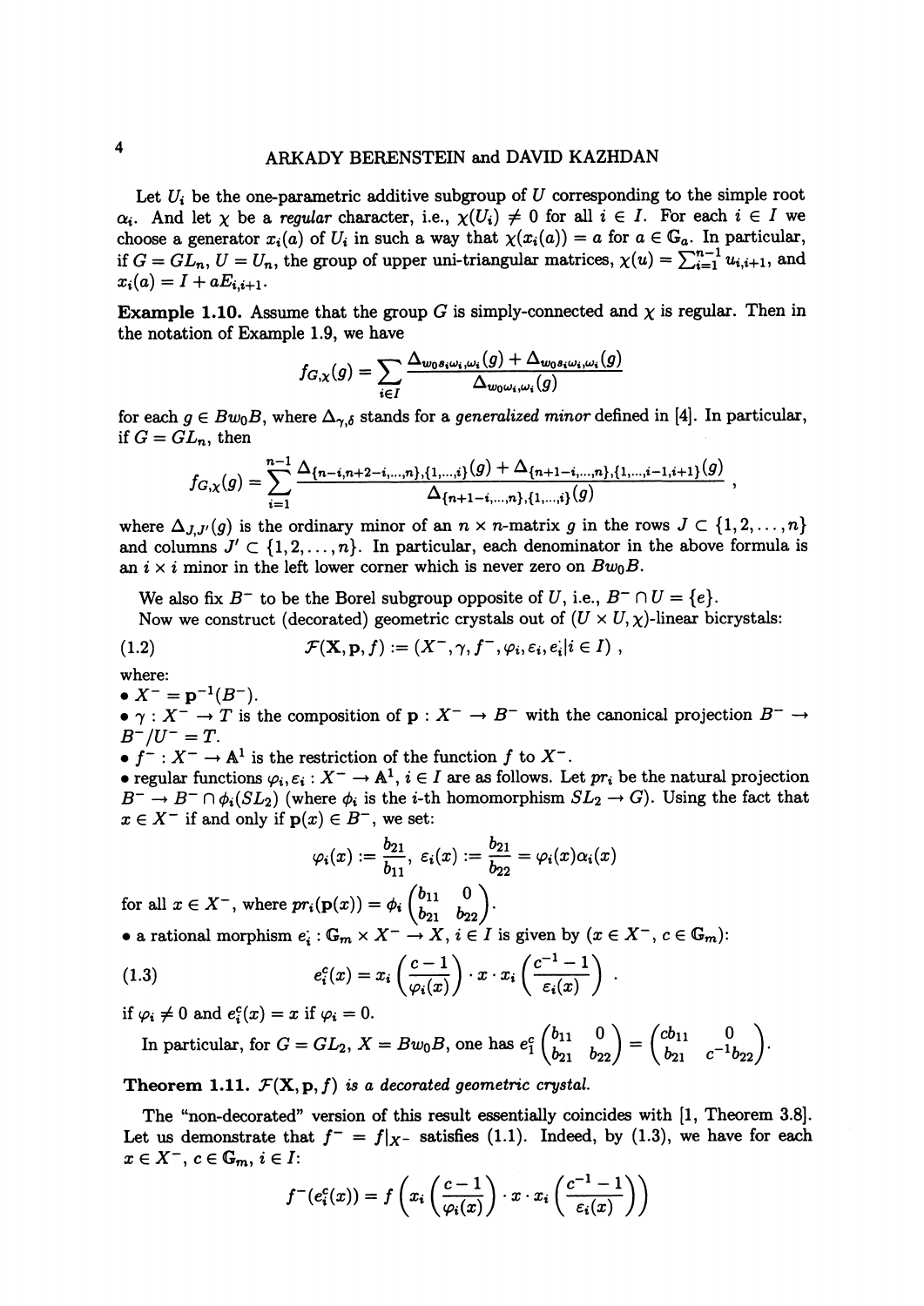Let $U_i$ be the one-parametric additive subgroup of $U$ corresponding to the simple root $\alpha_i$. And let $\chi$ be a *regular* character, i.e., $\chi(U_i) \neq 0$ for all $i \in I$. For each $i \in I$ we choose a generator $x_i(a)$ of $U_i$ in such a way that $\chi(x_i(a)) = a$ for $a \in \mathbb{G}_a$. In particular, if $G = GL_n$, $U = U_n$, the group of upper uni-triangular matrices, $\chi(u) = \sum_{i=1}^{n-1} u_{i,i+1}$, and $x_i(a) = I + aE_{i,i+1}$.

**Example 1.10.** Assume that the group $G$ is simply-connected and $\chi$ is regular. Then in the notation of Example 1.9, we have

$$f_{G,\chi}(g) = \sum_{i \in I} \frac{\Delta_{w_0 s_i \omega_i, \omega_i}(g) + \Delta_{w_0 s_i \omega_i, \omega_i}(g)}{\Delta_{w_0 \omega_i, \omega_i}(g)}$$

for each $g \in Bw_0B$, where $\Delta_{\gamma,\delta}$ stands for a *generalized minor* defined in [4]. In particular, if $G = GL_n$, then

$$f_{G,\chi}(g) = \sum_{i=1}^{n-1} \frac{\Delta_{\{n-i,n+2-i,\ldots,n\},\{1,\ldots,i\}}(g) + \Delta_{\{n+1-i,\ldots,n\},\{1,\ldots,i-1,i+1\}}(g)}{\Delta_{\{n+1-i,\ldots,n\},\{1,\ldots,i\}}(g)} ,$$

where $\Delta_{J,J'}(g)$ is the ordinary minor of an $n \times n$-matrix $g$ in the rows $J \subset \{1, 2, \ldots, n\}$ and columns $J' \subset \{1, 2, \ldots, n\}$. In particular, each denominator in the above formula is an $i \times i$ minor in the left lower corner which is never zero on $Bw_0B$.

We also fix $B^-$ to be the Borel subgroup opposite of $U$, i.e., $B^- \cap U = \{e\}$.

Now we construct (decorated) geometric crystals out of $(U \times U, \chi)$-linear bicrystals:

$$\mathcal{F}(\mathbf{X}, \mathbf{p}, f) := (X^-, \gamma, f^-, \varphi_i, \varepsilon_i, e_i^{\cdot} | i \in I) , \tag{1.2}$$

where:

- $X^- = \mathbf{p}^{-1}(B^-)$.
- $\gamma : X^- \to T$ is the composition of $\mathbf{p} : X^- \to B^-$ with the canonical projection $B^- \to B^-/U^- = T$.
- $f^- : X^- \to \mathbb{A}^1$ is the restriction of the function $f$ to $X^-$.
- regular functions $\varphi_i, \varepsilon_i : X^- \to \mathbb{A}^1$, $i \in I$ are as follows. Let $pr_i$ be the natural projection $B^- \to B^- \cap \phi_i(SL_2)$ (where $\phi_i$ is the $i$-th homomorphism $SL_2 \to G$). Using the fact that $x \in X^-$ if and only if $\mathbf{p}(x) \in B^-$, we set:

$$\varphi_i(x) := \frac{b_{21}}{b_{11}}, \ \varepsilon_i(x) := \frac{b_{21}}{b_{22}} = \varphi_i(x)\alpha_i(x)$$

for all $x \in X^-$, where $pr_i(\mathbf{p}(x)) = \phi_i \begin{pmatrix} b_{11} & 0 \\ b_{21} & b_{22} \end{pmatrix}$.

- a rational morphism $e_i^{\cdot} : \mathbb{G}_m \times X^- \to X$, $i \in I$ is given by ($x \in X^-$, $c \in \mathbb{G}_m$):

$$e_i^c(x) = x_i\left(\frac{c-1}{\varphi_i(x)}\right) \cdot x \cdot x_i\left(\frac{c^{-1}-1}{\varepsilon_i(x)}\right) . \tag{1.3}$$

if $\varphi_i \neq 0$ and $e_i^c(x) = x$ if $\varphi_i = 0$.

In particular, for $G = GL_2$, $X = Bw_0B$, one has $e_1^c \begin{pmatrix} b_{11} & 0 \\ b_{21} & b_{22} \end{pmatrix} = \begin{pmatrix} cb_{11} & 0 \\ b_{21} & c^{-1}b_{22} \end{pmatrix}$.

**Theorem 1.11.** *$\mathcal{F}(\mathbf{X}, \mathbf{p}, f)$ is a decorated geometric crystal.*

The "non-decorated" version of this result essentially coincides with [1, Theorem 3.8]. Let us demonstrate that $f^- = f|_{X^-}$ satisfies (1.1). Indeed, by (1.3), we have for each $x \in X^-$, $c \in \mathbb{G}_m$, $i \in I$:

$$f^-(e_i^c(x)) = f\left(x_i\left(\frac{c-1}{\varphi_i(x)}\right) \cdot x \cdot x_i\left(\frac{c^{-1}-1}{\varepsilon_i(x)}\right)\right)$$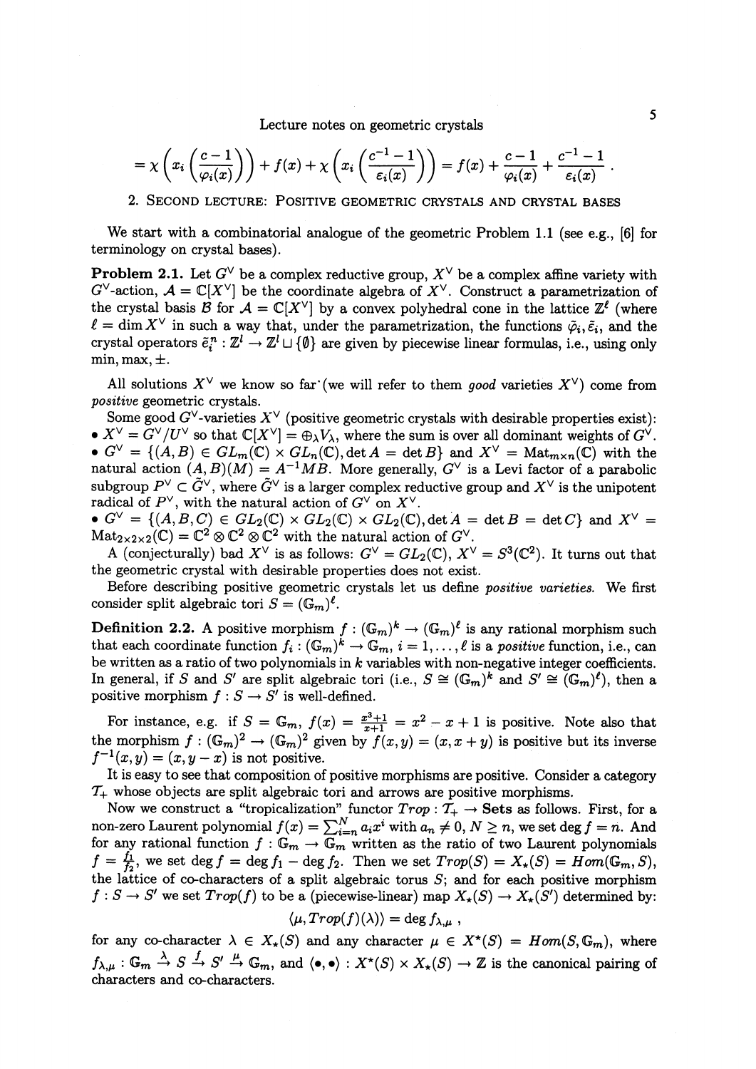$$= \chi\left(x_i\left(\frac{c-1}{\varphi_i(x)}\right)\right) + f(x) + \chi\left(x_i\left(\frac{c^{-1}-1}{\varepsilon_i(x)}\right)\right) = f(x) + \frac{c-1}{\varphi_i(x)} + \frac{c^{-1}-1}{\varepsilon_i(x)} .$$

## 2. Second lecture: Positive geometric crystals and crystal bases

We start with a combinatorial analogue of the geometric Problem 1.1 (see e.g., [6] for terminology on crystal bases).

**Problem 2.1.** Let $G^\vee$ be a complex reductive group, $X^\vee$ be a complex affine variety with $G^\vee$-action, $\mathcal{A} = \mathbb{C}[X^\vee]$ be the coordinate algebra of $X^\vee$. Construct a parametrization of the crystal basis $\mathcal{B}$ for $\mathcal{A} = \mathbb{C}[X^\vee]$ by a convex polyhedral cone in the lattice $\mathbb{Z}^\ell$ (where $\ell = \dim X^\vee$ in such a way that, under the parametrization, the functions $\tilde{\varphi}_i, \tilde{\varepsilon}_i$, and the crystal operators $\tilde{e}_i^n : \mathbb{Z}^l \to \mathbb{Z}^l \sqcup \{\emptyset\}$ are given by piecewise linear formulas, i.e., using only min, max, $\pm$.

All solutions $X^\vee$ we know so far (we will refer to them *good* varieties $X^\vee$) come from *positive* geometric crystals.

Some good $G^\vee$-varieties $X^\vee$ (positive geometric crystals with desirable properties exist):

- $X^\vee = G^\vee/U^\vee$ so that $\mathbb{C}[X^\vee] = \oplus_\lambda V_\lambda$, where the sum is over all dominant weights of $G^\vee$.
- $G^\vee = \{(A, B) \in GL_m(\mathbb{C}) \times GL_n(\mathbb{C}), \det A = \det B\}$ and $X^\vee = \mathrm{Mat}_{m\times n}(\mathbb{C})$ with the natural action $(A, B)(M) = A^{-1}MB$. More generally, $G^\vee$ is a Levi factor of a parabolic subgroup $P^\vee \subset \tilde{G}^\vee$, where $\tilde{G}^\vee$ is a larger complex reductive group and $X^\vee$ is the unipotent radical of $P^\vee$, with the natural action of $G^\vee$ on $X^\vee$.
- $G^\vee = \{(A, B, C) \in GL_2(\mathbb{C}) \times GL_2(\mathbb{C}) \times GL_2(\mathbb{C}), \det A = \det B = \det C\}$ and $X^\vee = \mathrm{Mat}_{2\times 2\times 2}(\mathbb{C}) = \mathbb{C}^2 \otimes \mathbb{C}^2 \otimes \mathbb{C}^2$ with the natural action of $G^\vee$.

A (conjecturally) bad $X^\vee$ is as follows: $G^\vee = GL_2(\mathbb{C})$, $X^\vee = S^3(\mathbb{C}^2)$. It turns out that the geometric crystal with desirable properties does not exist.

Before describing positive geometric crystals let us define *positive varieties.* We first consider split algebraic tori $S = (\mathbb{G}_m)^\ell$.

**Definition 2.2.** A positive morphism $f : (\mathbb{G}_m)^k \to (\mathbb{G}_m)^\ell$ is any rational morphism such that each coordinate function $f_i : (\mathbb{G}_m)^k \to \mathbb{G}_m$, $i = 1, \ldots, \ell$ is a *positive* function, i.e., can be written as a ratio of two polynomials in $k$ variables with non-negative integer coefficients. In general, if $S$ and $S'$ are split algebraic tori (i.e., $S \cong (\mathbb{G}_m)^k$ and $S' \cong (\mathbb{G}_m)^\ell$), then a positive morphism $f : S \to S'$ is well-defined.

For instance, e.g. if $S = \mathbb{G}_m$, $f(x) = \frac{x^3+1}{x+1} = x^2 - x + 1$ is positive. Note also that the morphism $f : (\mathbb{G}_m)^2 \to (\mathbb{G}_m)^2$ given by $f(x, y) = (x, x + y)$ is positive but its inverse $f^{-1}(x, y) = (x, y - x)$ is not positive.

It is easy to see that composition of positive morphisms are positive. Consider a category $\mathcal{T}_+$ whose objects are split algebraic tori and arrows are positive morphisms.

Now we construct a "tropicalization" functor $Trop : \mathcal{T}_+ \to \mathbf{Sets}$ as follows. First, for a non-zero Laurent polynomial $f(x) = \sum_{i=n}^N a_i x^i$ with $a_n \neq 0$, $N \geq n$, we set $\deg f = n$. And for any rational function $f : \mathbb{G}_m \to \mathbb{G}_m$ written as the ratio of two Laurent polynomials $f = \frac{f_1}{f_2}$, we set $\deg f = \deg f_1 - \deg f_2$. Then we set $Trop(S) = X_\star(S) = Hom(\mathbb{G}_m, S)$, the lattice of co-characters of a split algebraic torus $S$; and for each positive morphism $f : S \to S'$ we set $Trop(f)$ to be a (piecewise-linear) map $X_\star(S) \to X_\star(S')$ determined by:

$$\langle \mu, Trop(f)(\lambda) \rangle = \deg f_{\lambda,\mu} ,$$

for any co-character $\lambda \in X_\star(S)$ and any character $\mu \in X^\star(S) = Hom(S, \mathbb{G}_m)$, where $f_{\lambda,\mu} : \mathbb{G}_m \xrightarrow{\lambda} S \xrightarrow{f} S' \xrightarrow{\mu} \mathbb{G}_m$, and $\langle \bullet, \bullet \rangle : X^\star(S) \times X_\star(S) \to \mathbb{Z}$ is the canonical pairing of characters and co-characters.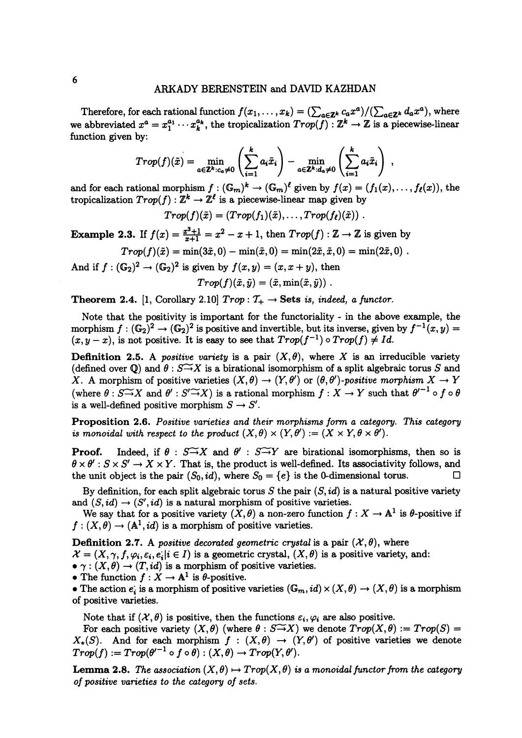Therefore, for each rational function $f(x_1, \dots, x_k) = (\sum_{a \in \mathbb{Z}^k} c_a x^a)/(\sum_{a \in \mathbb{Z}^k} d_a x^a)$, where we abbreviated $x^a = x_1^{a_1} \cdots x_k^{a_k}$, the tropicalization $Trop(f) : \mathbb{Z}^k \to \mathbb{Z}$ is a piecewise-linear function given by:

$$Trop(f)(\tilde{x}) = \min_{a \in \mathbb{Z}^k : c_a \neq 0} \left( \sum_{i=1}^{k} a_i \tilde{x}_i \right) - \min_{a \in \mathbb{Z}^k : d_a \neq 0} \left( \sum_{i=1}^{k} a_i \tilde{x}_i \right) ,$$

and for each rational morphism $f : (\mathbb{G}_m)^k \to (\mathbb{G}_m)^\ell$ given by $f(x) = (f_1(x), \dots, f_\ell(x))$, the tropicalization $Trop(f) : \mathbb{Z}^k \to \mathbb{Z}^\ell$ is a piecewise-linear map given by

$$Trop(f)(\tilde{x}) = (Trop(f_1)(\tilde{x}), \dots, Trop(f_\ell)(\tilde{x})) .$$

**Example 2.3.** If $f(x) = \frac{x^3+1}{x+1} = x^2 - x + 1$, then $Trop(f) : \mathbb{Z} \to \mathbb{Z}$ is given by

$$Trop(f)(\tilde{x}) = \min(3\tilde{x}, 0) - \min(\tilde{x}, 0) = \min(2\tilde{x}, \tilde{x}, 0) = \min(2\tilde{x}, 0) .$$

And if $f : (\mathbb{G}_2)^2 \to (\mathbb{G}_2)^2$ is given by $f(x, y) = (x, x + y)$, then

$$Trop(f)(\tilde{x}, \tilde{y}) = (\tilde{x}, \min(\tilde{x}, \tilde{y})) .$$

**Theorem 2.4.** [1, Corollary 2.10] *$Trop : \mathcal{T}_+ \to$ **Sets** is, indeed, a functor.*

Note that the positivity is important for the functoriality - in the above example, the morphism $f : (\mathbb{G}_2)^2 \to (\mathbb{G}_2)^2$ is positive and invertible, but its inverse, given by $f^{-1}(x, y) = (x, y - x)$, is not positive. It is easy to see that $Trop(f^{-1}) \circ Trop(f) \neq Id$.

**Definition 2.5.** A *positive variety* is a pair $(X, \theta)$, where $X$ is an irreducible variety (defined over $\mathbb{Q}$) and $\theta : S \widetilde{\to} X$ is a birational isomorphism of a split algebraic torus $S$ and $X$. A morphism of positive varieties $(X, \theta) \to (Y, \theta')$ or $(\theta, \theta')$*-positive morphism* $X \to Y$ (where $\theta : S \widetilde{\to} X$ and $\theta' : S' \widetilde{\to} X$) is a rational morphism $f : X \to Y$ such that $\theta'^{-1} \circ f \circ \theta$ is a well-defined positive morphism $S \to S'$.

**Proposition 2.6.** *Positive varieties and their morphisms form a category. This category is monoidal with respect to the product $(X, \theta) \times (Y, \theta') := (X \times Y, \theta \times \theta')$.*

**Proof.** Indeed, if $\theta : S \widetilde{\to} X$ and $\theta' : S \widetilde{\to} Y$ are birational isomorphisms, then so is $\theta \times \theta' : S \times S' \to X \times Y$. That is, the product is well-defined. Its associativity follows, and the unit object is the pair $(S_0, id)$, where $S_0 = \{e\}$ is the 0-dimensional torus. □

By definition, for each split algebraic torus $S$ the pair $(S, id)$ is a natural positive variety and $(S, id) \to (S', id)$ is a natural morphism of positive varieties.

We say that for a positive variety $(X, \theta)$ a non-zero function $f : X \to \mathbb{A}^1$ is $\theta$-positive if $f : (X, \theta) \to (\mathbb{A}^1, id)$ is a morphism of positive varieties.

**Definition 2.7.** A *positive decorated geometric crystal* is a pair $(\mathcal{X}, \theta)$, where $\mathcal{X} = (X, \gamma, f, \varphi_i, \varepsilon_i, e_i^\cdot | i \in I)$ is a geometric crystal, $(X, \theta)$ is a positive variety, and:

- $\gamma : (X, \theta) \to (T, id)$ is a morphism of positive varieties.
- The function $f : X \to \mathbb{A}^1$ is $\theta$-positive.
- The action $e_i^\cdot$ is a morphism of positive varieties $(\mathbb{G}_m, id) \times (X, \theta) \to (X, \theta)$ is a morphism of positive varieties.

Note that if $(\mathcal{X}, \theta)$ is positive, then the functions $\varepsilon_i, \varphi_i$ are also positive.

For each positive variety $(X, \theta)$ (where $\theta : S \widetilde{\to} X$) we denote $Trop(X, \theta) := Trop(S) = X_\star(S)$. And for each morphism $f : (X, \theta) \to (Y, \theta')$ of positive varieties we denote $Trop(f) := Trop(\theta'^{-1} \circ f \circ \theta) : (X, \theta) \to Trop(Y, \theta')$.

**Lemma 2.8.** *The association $(X, \theta) \mapsto Trop(X, \theta)$ is a monoidal functor from the category of positive varieties to the category of sets.*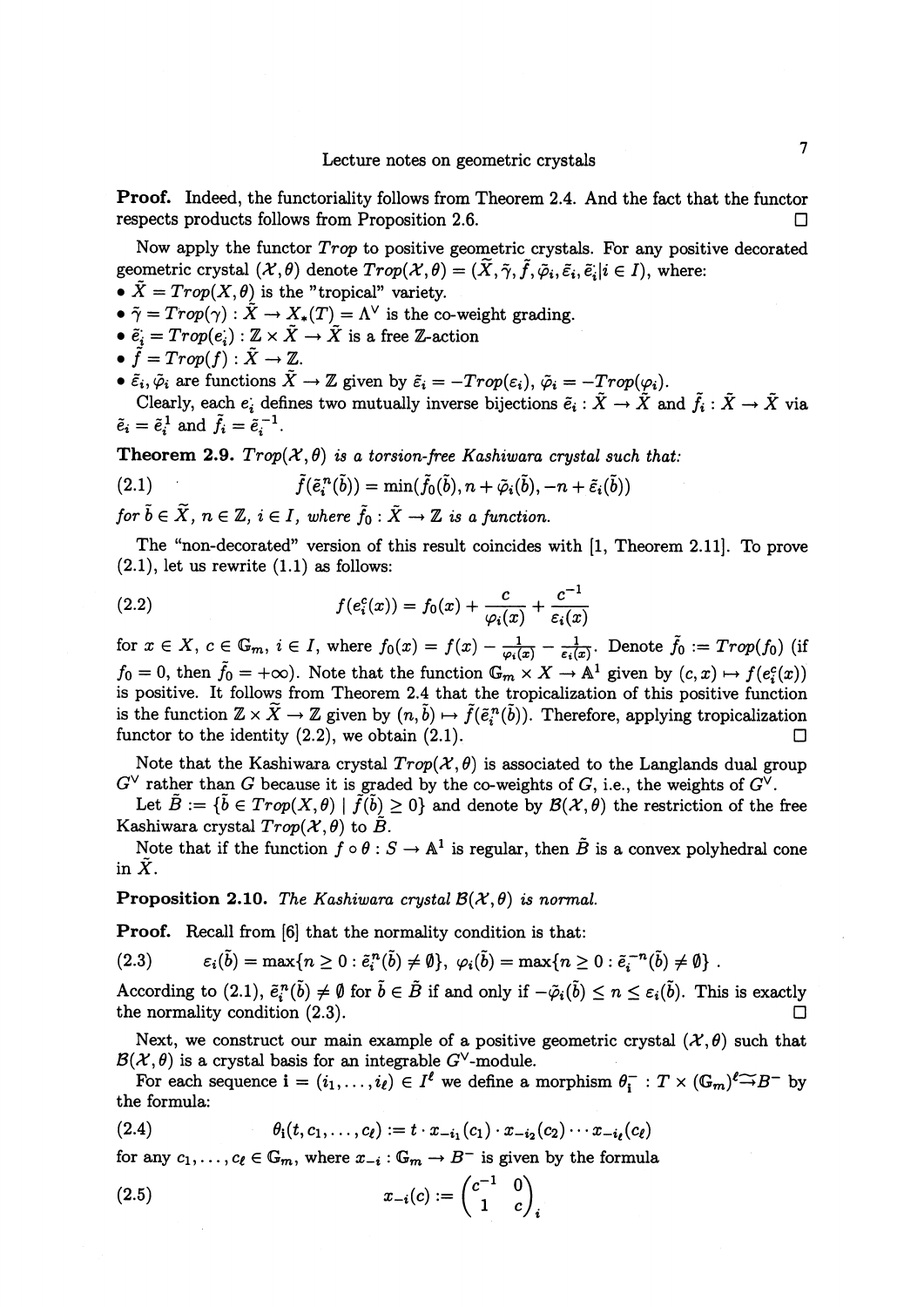**Proof.** Indeed, the functoriality follows from Theorem 2.4. And the fact that the functor respects products follows from Proposition 2.6. $\square$

Now apply the functor $Trop$ to positive geometric crystals. For any positive decorated geometric crystal $(\mathcal{X}, \theta)$ denote $Trop(\mathcal{X}, \theta) = (\widetilde{X}, \tilde{\gamma}, \tilde{f}, \tilde{\varphi}_i, \tilde{\varepsilon}_i, \tilde{e}_i^\cdot | i \in I)$, where:

- $\widetilde{X} = Trop(X, \theta)$ is the "tropical" variety.
- $\tilde{\gamma} = Trop(\gamma) : \widetilde{X} \to X_*(T) = \Lambda^\vee$ is the co-weight grading.
- $\tilde{e}_i^\cdot = Trop(e_i^\cdot) : \mathbb{Z} \times \widetilde{X} \to \widetilde{X}$ is a free $\mathbb{Z}$-action
- $\tilde{f} = Trop(f) : \widetilde{X} \to \mathbb{Z}$.
- $\tilde{\varepsilon}_i, \tilde{\varphi}_i$ are functions $\widetilde{X} \to \mathbb{Z}$ given by $\tilde{\varepsilon}_i = -Trop(\varepsilon_i)$, $\tilde{\varphi}_i = -Trop(\varphi_i)$.

Clearly, each $e_i^\cdot$ defines two mutually inverse bijections $\tilde{e}_i : \widetilde{X} \to \widetilde{X}$ and $\tilde{f}_i : \widetilde{X} \to \widetilde{X}$ via $\tilde{e}_i = \tilde{e}_i^1$ and $\tilde{f}_i = \tilde{e}_i^{-1}$.

**Theorem 2.9.** *$Trop(\mathcal{X}, \theta)$ is a torsion-free Kashiwara crystal such that:*

$$\tilde{f}(\tilde{e}_i^n(\tilde{b})) = \min(\tilde{f}_0(\tilde{b}), n + \tilde{\varphi}_i(\tilde{b}), -n + \tilde{\varepsilon}_i(\tilde{b})) \tag{2.1}$$

*for $\tilde{b} \in \widetilde{X}$, $n \in \mathbb{Z}$, $i \in I$, where $\tilde{f}_0 : \widetilde{X} \to \mathbb{Z}$ is a function.*

The "non-decorated" version of this result coincides with [1, Theorem 2.11]. To prove (2.1), let us rewrite (1.1) as follows:

$$f(e_i^c(x)) = f_0(x) + \frac{c}{\varphi_i(x)} + \frac{c^{-1}}{\varepsilon_i(x)} \tag{2.2}$$

for $x \in X$, $c \in \mathbb{G}_m$, $i \in I$, where $f_0(x) = f(x) - \frac{1}{\varphi_i(x)} - \frac{1}{\varepsilon_i(x)}$. Denote $\tilde{f}_0 := Trop(f_0)$ (if $f_0 = 0$, then $\tilde{f}_0 = +\infty$). Note that the function $\mathbb{G}_m \times X \to \mathbb{A}^1$ given by $(c, x) \mapsto f(e_i^c(x))$ is positive. It follows from Theorem 2.4 that the tropicalization of this positive function is the function $\mathbb{Z} \times \widetilde{X} \to \mathbb{Z}$ given by $(n, \tilde{b}) \mapsto \tilde{f}(\tilde{e}_i^n(\tilde{b}))$. Therefore, applying tropicalization functor to the identity (2.2), we obtain (2.1). $\square$

Note that the Kashiwara crystal $Trop(\mathcal{X}, \theta)$ is associated to the Langlands dual group $G^\vee$ rather than $G$ because it is graded by the co-weights of $G$, i.e., the weights of $G^\vee$.

Let $\tilde{B} := \{\tilde{b} \in Trop(X, \theta) \mid \tilde{f}(\tilde{b}) \geq 0\}$ and denote by $\mathcal{B}(\mathcal{X}, \theta)$ the restriction of the free Kashiwara crystal $Trop(\mathcal{X}, \theta)$ to $\tilde{B}$.

Note that if the function $f \circ \theta : S \to \mathbb{A}^1$ is regular, then $\tilde{B}$ is a convex polyhedral cone in $\widetilde{X}$.

**Proposition 2.10.** *The Kashiwara crystal $\mathcal{B}(\mathcal{X}, \theta)$ is normal.*

**Proof.** Recall from [6] that the normality condition is that:

$$\varepsilon_i(\tilde{b}) = \max\{n \geq 0 : \tilde{e}_i^n(\tilde{b}) \neq \emptyset\}, \ \varphi_i(\tilde{b}) = \max\{n \geq 0 : \tilde{e}_i^{-n}(\tilde{b}) \neq \emptyset\} \ . \tag{2.3}$$

According to (2.1), $\tilde{e}_i^n(\tilde{b}) \neq \emptyset$ for $\tilde{b} \in \tilde{B}$ if and only if $-\tilde{\varphi}_i(\tilde{b}) \leq n \leq \varepsilon_i(\tilde{b})$. This is exactly the normality condition (2.3). $\square$

Next, we construct our main example of a positive geometric crystal $(\mathcal{X}, \theta)$ such that $\mathcal{B}(\mathcal{X}, \theta)$ is a crystal basis for an integrable $G^\vee$-module.

For each sequence $\mathbf{i} = (i_1, \ldots, i_\ell) \in I^\ell$ we define a morphism $\theta_{\mathbf{i}}^- : T \times (\mathbb{G}_m)^\ell \tilde{\to} B^-$ by the formula:

$$\theta_{\mathbf{i}}(t, c_1, \ldots, c_\ell) := t \cdot x_{-i_1}(c_1) \cdot x_{-i_2}(c_2) \cdots x_{-i_\ell}(c_\ell) \tag{2.4}$$

for any $c_1, \ldots, c_\ell \in \mathbb{G}_m$, where $x_{-i} : \mathbb{G}_m \to B^-$ is given by the formula

$$x_{-i}(c) := \begin{pmatrix} c^{-1} & 0 \\ 1 & c \end{pmatrix}_i \tag{2.5}$$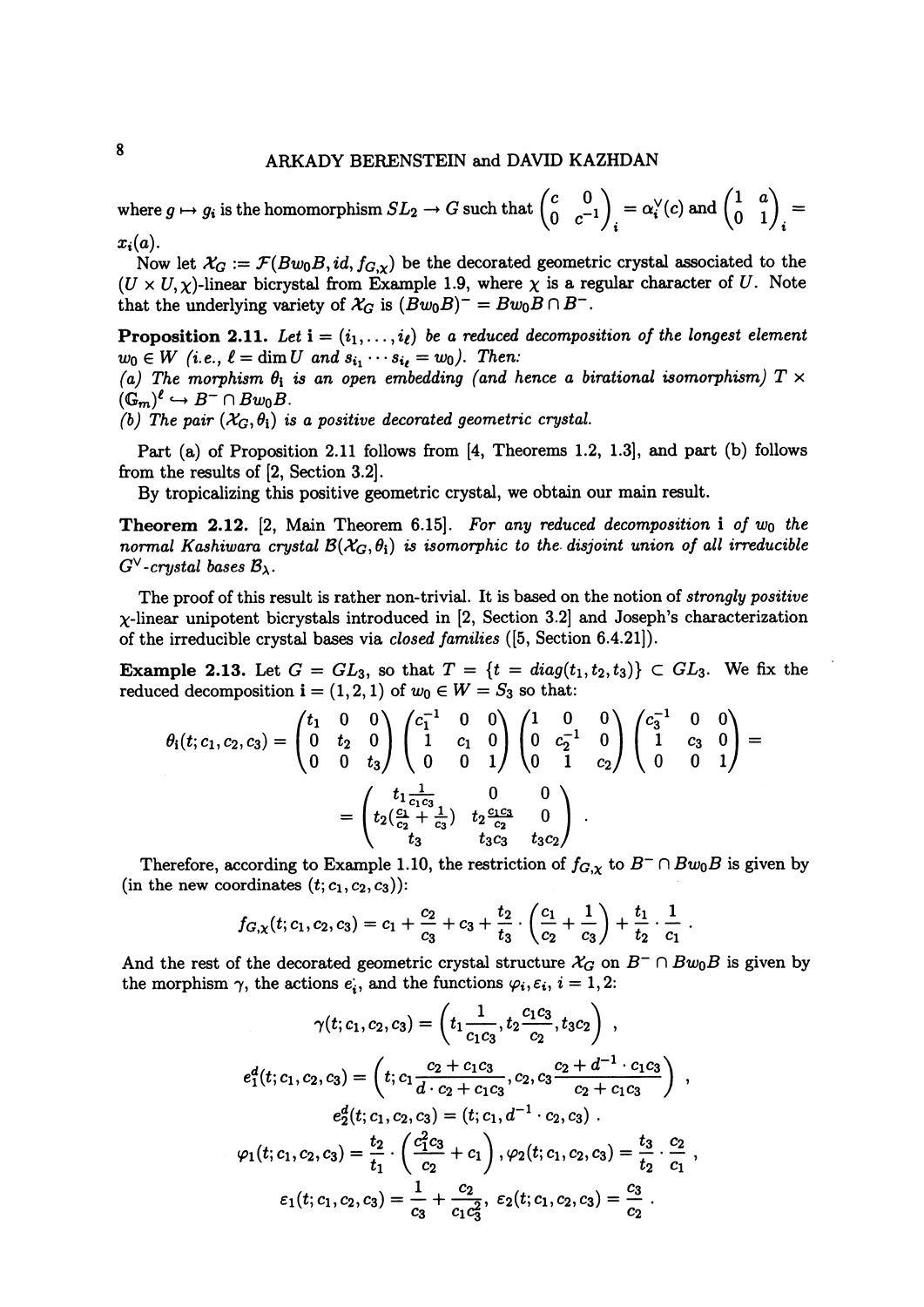where $g \mapsto g_i$ is the homomorphism $SL_2 \to G$ such that $\begin{pmatrix} c & 0 \\ 0 & c^{-1} \end{pmatrix}_i = \alpha_i^\vee(c)$ and $\begin{pmatrix} 1 & a \\ 0 & 1 \end{pmatrix}_i = x_i(a)$.

Now let $\mathcal{X}_G := \mathcal{F}(Bw_0B, id, f_{G,\chi})$ be the decorated geometric crystal associated to the $(U \times U, \chi)$-linear bicrystal from Example 1.9, where $\chi$ is a regular character of $U$. Note that the underlying variety of $\mathcal{X}_G$ is $(Bw_0B)^- = Bw_0B \cap B^-$.

**Proposition 2.11.** *Let $\mathbf{i} = (i_1, \ldots, i_\ell)$ be a reduced decomposition of the longest element $w_0 \in W$ (i.e., $\ell = \dim U$ and $s_{i_1} \cdots s_{i_\ell} = w_0$). Then:*
*(a) The morphism $\theta_\mathbf{i}$ is an open embedding (and hence a birational isomorphism) $T \times (\mathbb{G}_m)^\ell \hookrightarrow B^- \cap Bw_0B$.*
*(b) The pair $(\mathcal{X}_G, \theta_\mathbf{i})$ is a positive decorated geometric crystal.*

Part (a) of Proposition 2.11 follows from [4, Theorems 1.2, 1.3], and part (b) follows from the results of [2, Section 3.2].

By tropicalizing this positive geometric crystal, we obtain our main result.

**Theorem 2.12.** [2, Main Theorem 6.15]. *For any reduced decomposition $\mathbf{i}$ of $w_0$ the normal Kashiwara crystal $\mathcal{B}(\mathcal{X}_G, \theta_\mathbf{i})$ is isomorphic to the disjoint union of all irreducible $G^\vee$-crystal bases $\mathcal{B}_\lambda$.*

The proof of this result is rather non-trivial. It is based on the notion of *strongly positive* $\chi$-linear unipotent bicrystals introduced in [2, Section 3.2] and Joseph's characterization of the irreducible crystal bases via *closed families* ([5, Section 6.4.21]).

**Example 2.13.** Let $G = GL_3$, so that $T = \{t = diag(t_1, t_2, t_3)\} \subset GL_3$. We fix the reduced decomposition $\mathbf{i} = (1, 2, 1)$ of $w_0 \in W = S_3$ so that:

$$\theta_\mathbf{i}(t; c_1, c_2, c_3) = \begin{pmatrix} t_1 & 0 & 0 \\ 0 & t_2 & 0 \\ 0 & 0 & t_3 \end{pmatrix} \begin{pmatrix} c_1^{-1} & 0 & 0 \\ 1 & c_1 & 0 \\ 0 & 0 & 1 \end{pmatrix} \begin{pmatrix} 1 & 0 & 0 \\ 0 & c_2^{-1} & 0 \\ 0 & 1 & c_2 \end{pmatrix} \begin{pmatrix} c_3^{-1} & 0 & 0 \\ 1 & c_3 & 0 \\ 0 & 0 & 1 \end{pmatrix} =$$

$$= \begin{pmatrix} t_1 \frac{1}{c_1 c_3} & 0 & 0 \\ t_2 (\frac{c_1}{c_2} + \frac{1}{c_3}) & t_2 \frac{c_1 c_3}{c_2} & 0 \\ t_3 & t_3 c_3 & t_3 c_2 \end{pmatrix} .$$

Therefore, according to Example 1.10, the restriction of $f_{G,\chi}$ to $B^- \cap Bw_0B$ is given by (in the new coordinates $(t; c_1, c_2, c_3)$):

$$f_{G,\chi}(t; c_1, c_2, c_3) = c_1 + \frac{c_2}{c_3} + c_3 + \frac{t_2}{t_3} \cdot \left(\frac{c_1}{c_2} + \frac{1}{c_3}\right) + \frac{t_1}{t_2} \cdot \frac{1}{c_1} .$$

And the rest of the decorated geometric crystal structure $\mathcal{X}_G$ on $B^- \cap Bw_0B$ is given by the morphism $\gamma$, the actions $e_i^\cdot$, and the functions $\varphi_i, \varepsilon_i$, $i = 1, 2$:

$$\gamma(t; c_1, c_2, c_3) = \left(t_1 \frac{1}{c_1 c_3}, t_2 \frac{c_1 c_3}{c_2}, t_3 c_2\right) ,$$

$$e_1^d(t; c_1, c_2, c_3) = \left(t; c_1 \frac{c_2 + c_1 c_3}{d \cdot c_2 + c_1 c_3}, c_2, c_3 \frac{c_2 + d^{-1} \cdot c_1 c_3}{c_2 + c_1 c_3}\right) ,$$

$$e_2^d(t; c_1, c_2, c_3) = (t; c_1, d^{-1} \cdot c_2, c_3) .$$

$$\varphi_1(t; c_1, c_2, c_3) = \frac{t_2}{t_1} \cdot \left(\frac{c_1^2 c_3}{c_2} + c_1\right), \varphi_2(t; c_1, c_2, c_3) = \frac{t_3}{t_2} \cdot \frac{c_2}{c_1} ,$$

$$\varepsilon_1(t; c_1, c_2, c_3) = \frac{1}{c_3} + \frac{c_2}{c_1 c_3^2}, \ \varepsilon_2(t; c_1, c_2, c_3) = \frac{c_3}{c_2} .$$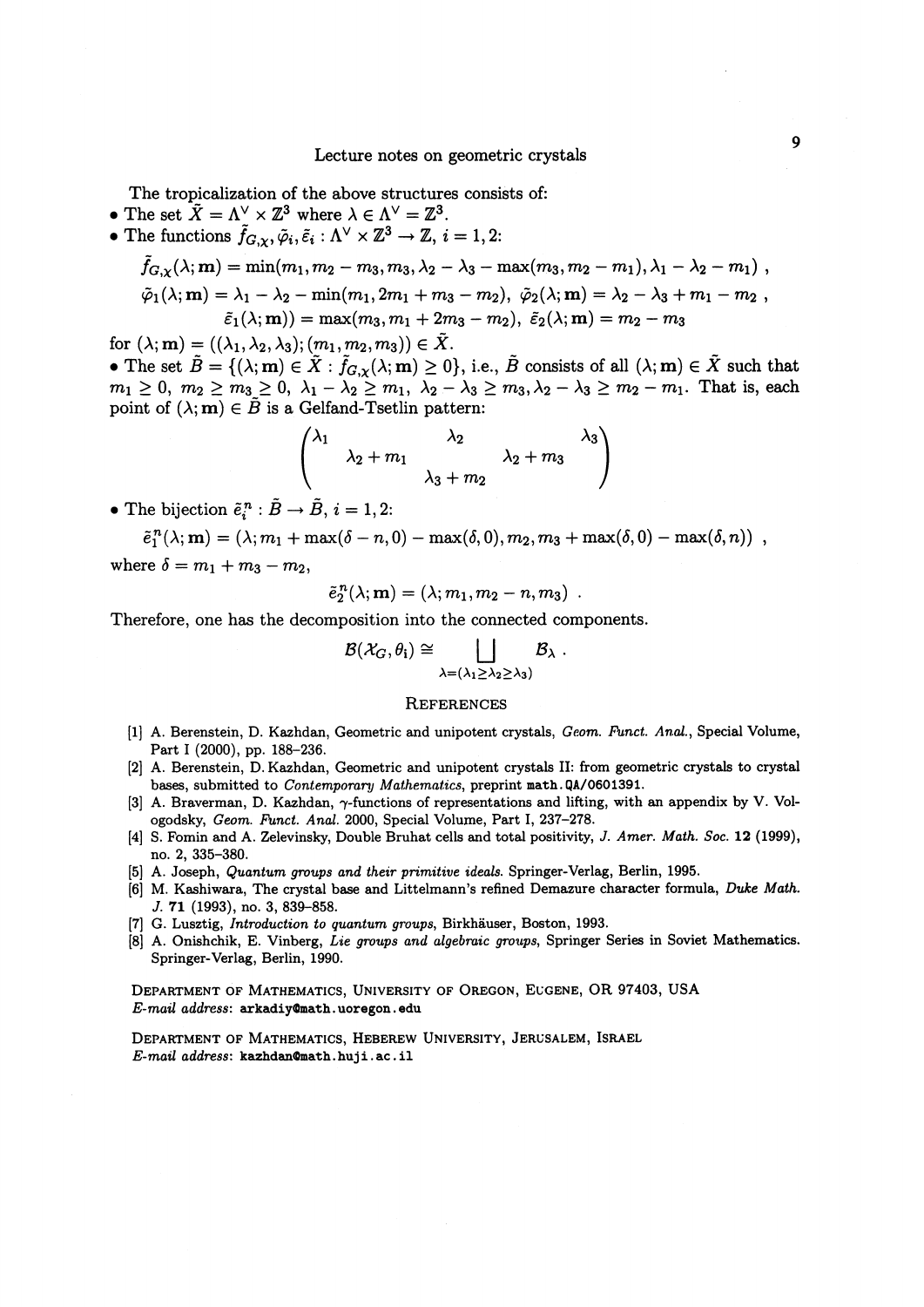The tropicalization of the above structures consists of:

- The set $\tilde{X} = \Lambda^\vee \times \mathbb{Z}^3$ where $\lambda \in \Lambda^\vee = \mathbb{Z}^3$.
- The functions $\tilde{f}_{G,\chi}, \tilde{\varphi}_i, \tilde{\varepsilon}_i : \Lambda^\vee \times \mathbb{Z}^3 \to \mathbb{Z}$, $i = 1, 2$:

$$\tilde{f}_{G,\chi}(\lambda; \mathbf{m}) = \min(m_1, m_2 - m_3, m_3, \lambda_2 - \lambda_3 - \max(m_3, m_2 - m_1), \lambda_1 - \lambda_2 - m_1) \ ,$$

$$\tilde{\varphi}_1(\lambda; \mathbf{m}) = \lambda_1 - \lambda_2 - \min(m_1, 2m_1 + m_3 - m_2), \ \tilde{\varphi}_2(\lambda; \mathbf{m}) = \lambda_2 - \lambda_3 + m_1 - m_2 \ ,$$

$$\tilde{\varepsilon}_1(\lambda; \mathbf{m})) = \max(m_3, m_1 + 2m_3 - m_2), \ \tilde{\varepsilon}_2(\lambda; \mathbf{m}) = m_2 - m_3$$

for $(\lambda; \mathbf{m}) = ((\lambda_1, \lambda_2, \lambda_3); (m_1, m_2, m_3)) \in \tilde{X}$.

- The set $\tilde{B} = \{(\lambda; \mathbf{m}) \in \tilde{X} : \tilde{f}_{G,\chi}(\lambda; \mathbf{m}) \geq 0\}$, i.e., $\tilde{B}$ consists of all $(\lambda; \mathbf{m}) \in \tilde{X}$ such that $m_1 \geq 0$, $m_2 \geq m_3 \geq 0$, $\lambda_1 - \lambda_2 \geq m_1$, $\lambda_2 - \lambda_3 \geq m_3, \lambda_2 - \lambda_3 \geq m_2 - m_1$. That is, each point of $(\lambda; \mathbf{m}) \in \tilde{B}$ is a Gelfand-Tsetlin pattern:

$$\begin{pmatrix} \lambda_1 & & \lambda_2 & & \lambda_3 \\ & \lambda_2 + m_1 & & \lambda_2 + m_3 & \\ & & \lambda_3 + m_2 & & \end{pmatrix}$$

- The bijection $\tilde{e}_i^n : \tilde{B} \to \tilde{B}$, $i = 1, 2$:

$$\tilde{e}_1^n(\lambda; \mathbf{m}) = (\lambda; m_1 + \max(\delta - n, 0) - \max(\delta, 0), m_2, m_3 + \max(\delta, 0) - \max(\delta, n)) \ ,$$

where $\delta = m_1 + m_3 - m_2$,

$$\tilde{e}_2^n(\lambda; \mathbf{m}) = (\lambda; m_1, m_2 - n, m_3) \ .$$

Therefore, one has the decomposition into the connected components.

$$\mathcal{B}(\mathcal{X}_G, \theta_i) \cong \bigsqcup_{\lambda = (\lambda_1 \geq \lambda_2 \geq \lambda_3)} \mathcal{B}_\lambda \ .$$

## References

[1] A. Berenstein, D. Kazhdan, Geometric and unipotent crystals, *Geom. Funct. Anal.*, Special Volume, Part I (2000), pp. 188–236.

[2] A. Berenstein, D. Kazhdan, Geometric and unipotent crystals II: from geometric crystals to crystal bases, submitted to *Contemporary Mathematics*, preprint math.QA/0601391.

[3] A. Braverman, D. Kazhdan, $\gamma$-functions of representations and lifting, with an appendix by V. Vologodsky, *Geom. Funct. Anal.* 2000, Special Volume, Part I, 237–278.

[4] S. Fomin and A. Zelevinsky, Double Bruhat cells and total positivity, *J. Amer. Math. Soc.* **12** (1999), no. 2, 335–380.

[5] A. Joseph, *Quantum groups and their primitive ideals*. Springer-Verlag, Berlin, 1995.

[6] M. Kashiwara, The crystal base and Littelmann's refined Demazure character formula, *Duke Math. J.* **71** (1993), no. 3, 839–858.

[7] G. Lusztig, *Introduction to quantum groups*, Birkhäuser, Boston, 1993.

[8] A. Onishchik, E. Vinberg, *Lie groups and algebraic groups*, Springer Series in Soviet Mathematics. Springer-Verlag, Berlin, 1990.

Department of Mathematics, University of Oregon, Eugene, OR 97403, USA
*E-mail address*: arkadiy@math.uoregon.edu

Department of Mathematics, Heberew University, Jerusalem, Israel
*E-mail address*: kazhdan@math.huji.ac.il